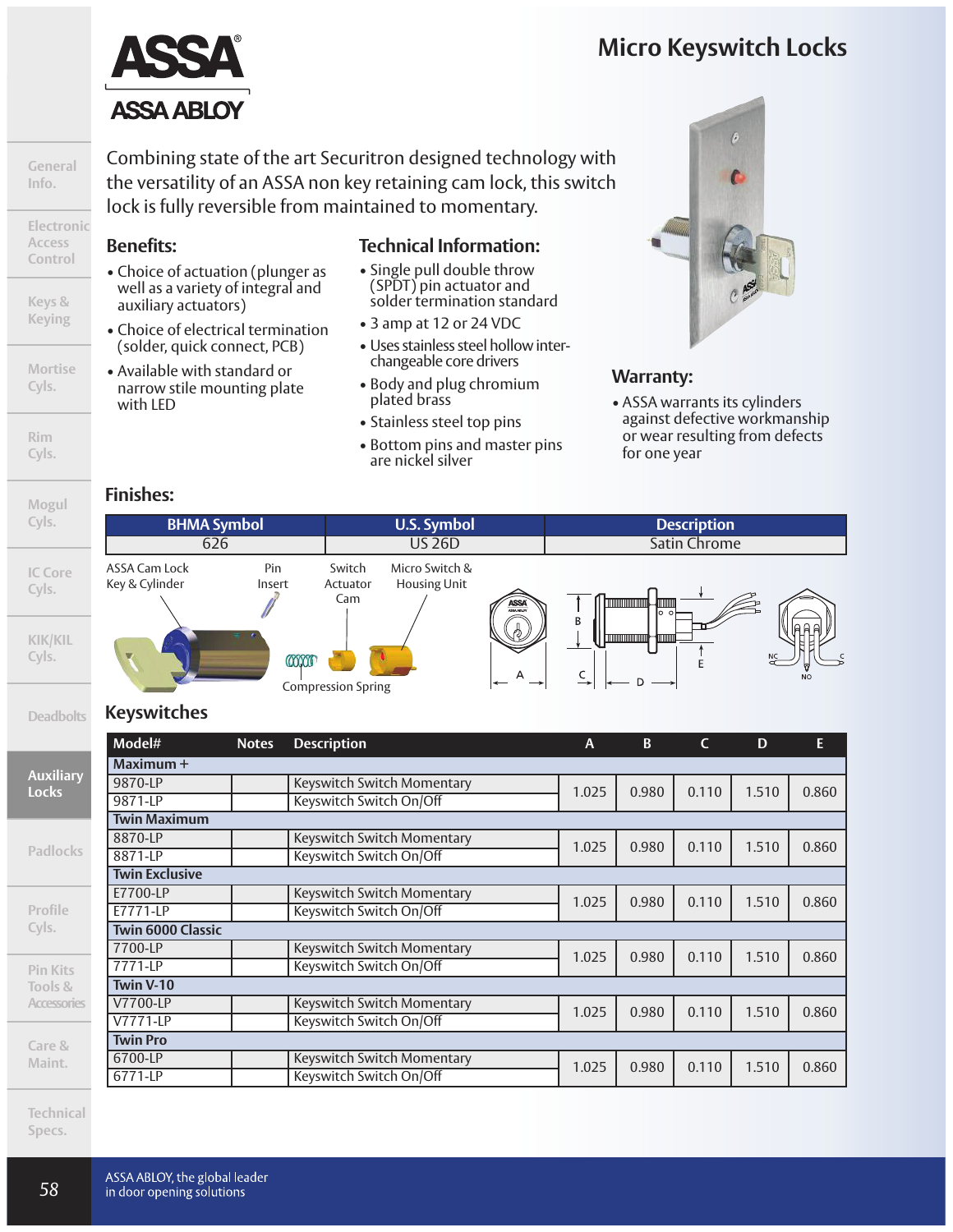# Micro Keyswitch Locks

Combining state of the art Securitron designed technology with the versatility of an ASSA non key retaining cam lock, this switch lock is fully reversible from maintained to momentary.

## Benefits:

- Choice of actuation (plunger as well as a variety of integral and auxiliary actuators)
- Choice of electrical termination (solder, quick connect, PCB)
- Available with standard or narrow stile mounting plate with LED

## Technical Information:

- Single pull double throw (SPDT) pin actuator and solder termination standard
- 3 amp at 12 or 24 VDC
- Uses stainless steel hollow interchangeable core drivers
- Body and plug chromium plated brass
- Stainless steel top pins
- Bottom pins and master pins are nickel silver

## Warranty:

- ASSA warrants its cylinders against defective workmanship or wear resulting from defects for one year

## Finishes:

| BHMA Symbol | U.S. Symbol | Description |
|---|---|---|
| 626 | US 26D | Satin Chrome |

ASSA Cam Lock Key & Cylinder — Pin Insert — Switch Actuator Cam — Micro Switch & Housing Unit — Compression Spring

## Keyswitches

| Model# | Notes | Description | A | B | C | D | E |
|---|---|---|---|---|---|---|---|
| **Maximum +** | | | | | | | |
| 9870-LP | | Keyswitch Switch Momentary | 1.025 | 0.980 | 0.110 | 1.510 | 0.860 |
| 9871-LP | | Keyswitch Switch On/Off | | | | | |
| **Twin Maximum** | | | | | | | |
| 8870-LP | | Keyswitch Switch Momentary | 1.025 | 0.980 | 0.110 | 1.510 | 0.860 |
| 8871-LP | | Keyswitch Switch On/Off | | | | | |
| **Twin Exclusive** | | | | | | | |
| E7700-LP | | Keyswitch Switch Momentary | 1.025 | 0.980 | 0.110 | 1.510 | 0.860 |
| E7771-LP | | Keyswitch Switch On/Off | | | | | |
| **Twin 6000 Classic** | | | | | | | |
| 7700-LP | | Keyswitch Switch Momentary | 1.025 | 0.980 | 0.110 | 1.510 | 0.860 |
| 7771-LP | | Keyswitch Switch On/Off | | | | | |
| **Twin V-10** | | | | | | | |
| V7700-LP | | Keyswitch Switch Momentary | 1.025 | 0.980 | 0.110 | 1.510 | 0.860 |
| V7771-LP | | Keyswitch Switch On/Off | | | | | |
| **Twin Pro** | | | | | | | |
| 6700-LP | | Keyswitch Switch Momentary | 1.025 | 0.980 | 0.110 | 1.510 | 0.860 |
| 6771-LP | | Keyswitch Switch On/Off | | | | | |

ASSA ABLOY, the global leader in door opening solutions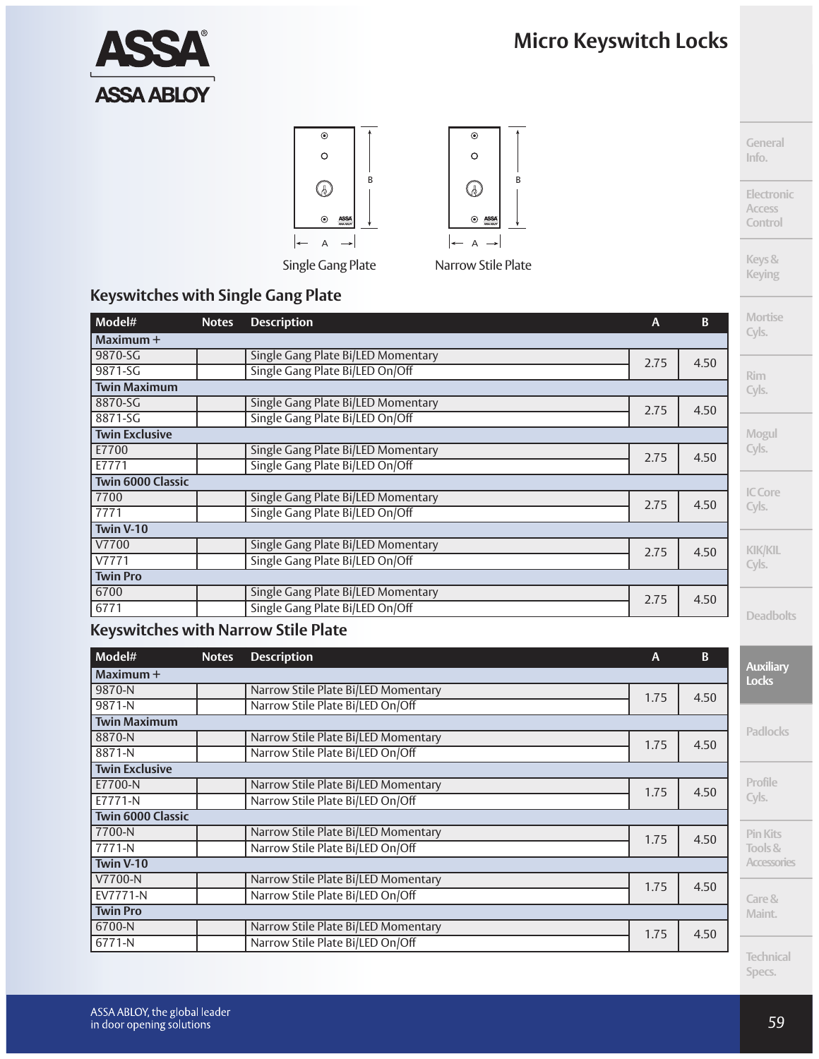# Micro Keyswitch Locks

Single Gang Plate

Narrow Stile Plate

## Keyswitches with Single Gang Plate

| Model# | Notes | Description | A | B |
|---|---|---|---|---|
| **Maximum +** | | | | |
| 9870-SG | | Single Gang Plate Bi/LED Momentary | 2.75 | 4.50 |
| 9871-SG | | Single Gang Plate Bi/LED On/Off | | |
| **Twin Maximum** | | | | |
| 8870-SG | | Single Gang Plate Bi/LED Momentary | 2.75 | 4.50 |
| 8871-SG | | Single Gang Plate Bi/LED On/Off | | |
| **Twin Exclusive** | | | | |
| E7700 | | Single Gang Plate Bi/LED Momentary | 2.75 | 4.50 |
| E7771 | | Single Gang Plate Bi/LED On/Off | | |
| **Twin 6000 Classic** | | | | |
| 7700 | | Single Gang Plate Bi/LED Momentary | 2.75 | 4.50 |
| 7771 | | Single Gang Plate Bi/LED On/Off | | |
| **Twin V-10** | | | | |
| V7700 | | Single Gang Plate Bi/LED Momentary | 2.75 | 4.50 |
| V7771 | | Single Gang Plate Bi/LED On/Off | | |
| **Twin Pro** | | | | |
| 6700 | | Single Gang Plate Bi/LED Momentary | 2.75 | 4.50 |
| 6771 | | Single Gang Plate Bi/LED On/Off | | |

## Keyswitches with Narrow Stile Plate

| Model# | Notes | Description | A | B |
|---|---|---|---|---|
| **Maximum +** | | | | |
| 9870-N | | Narrow Stile Plate Bi/LED Momentary | 1.75 | 4.50 |
| 9871-N | | Narrow Stile Plate Bi/LED On/Off | | |
| **Twin Maximum** | | | | |
| 8870-N | | Narrow Stile Plate Bi/LED Momentary | 1.75 | 4.50 |
| 8871-N | | Narrow Stile Plate Bi/LED On/Off | | |
| **Twin Exclusive** | | | | |
| E7700-N | | Narrow Stile Plate Bi/LED Momentary | 1.75 | 4.50 |
| E7771-N | | Narrow Stile Plate Bi/LED On/Off | | |
| **Twin 6000 Classic** | | | | |
| 7700-N | | Narrow Stile Plate Bi/LED Momentary | 1.75 | 4.50 |
| 7771-N | | Narrow Stile Plate Bi/LED On/Off | | |
| **Twin V-10** | | | | |
| V7700-N | | Narrow Stile Plate Bi/LED Momentary | 1.75 | 4.50 |
| EV7771-N | | Narrow Stile Plate Bi/LED On/Off | | |
| **Twin Pro** | | | | |
| 6700-N | | Narrow Stile Plate Bi/LED Momentary | 1.75 | 4.50 |
| 6771-N | | Narrow Stile Plate Bi/LED On/Off | | |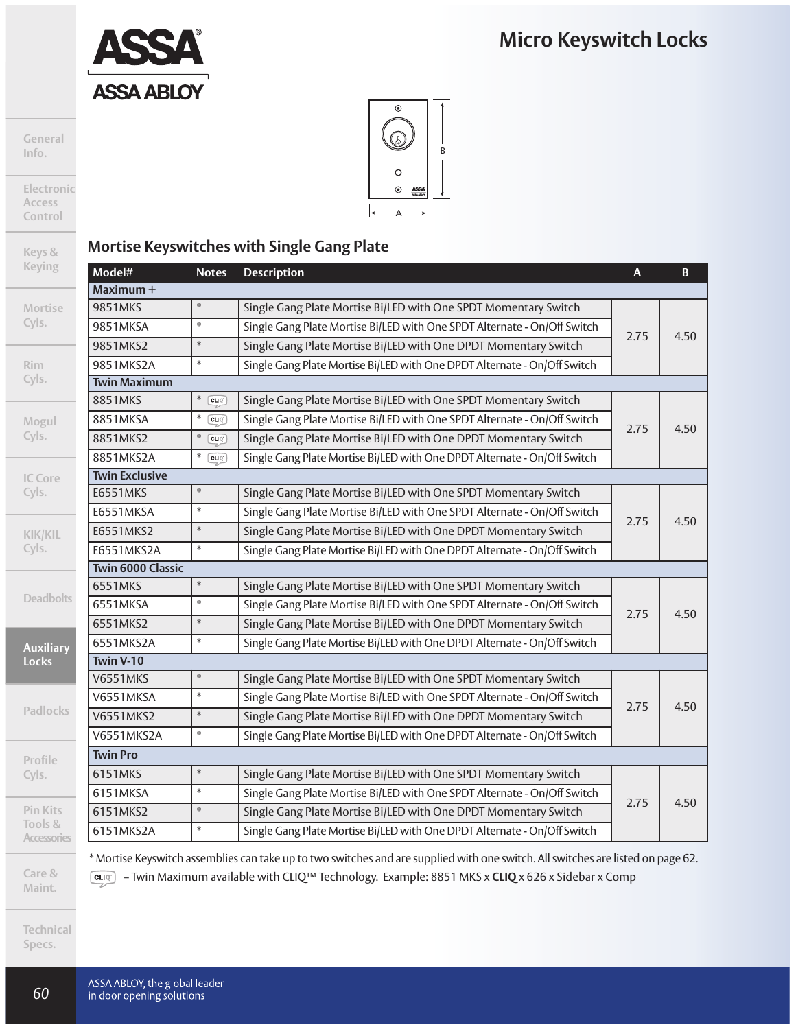# Micro Keyswitch Locks

## Mortise Keyswitches with Single Gang Plate

| Model# | Notes | Description | A | B |
|---|---|---|---|---|
| **Maximum +** | | | | |
| 9851MKS | * | Single Gang Plate Mortise Bi/LED with One SPDT Momentary Switch | 2.75 | 4.50 |
| 9851MKSA | * | Single Gang Plate Mortise Bi/LED with One SPDT Alternate - On/Off Switch | 2.75 | 4.50 |
| 9851MKS2 | * | Single Gang Plate Mortise Bi/LED with One DPDT Momentary Switch | 2.75 | 4.50 |
| 9851MKS2A | * | Single Gang Plate Mortise Bi/LED with One DPDT Alternate - On/Off Switch | 2.75 | 4.50 |
| **Twin Maximum** | | | | |
| 8851MKS | * CLIQ | Single Gang Plate Mortise Bi/LED with One SPDT Momentary Switch | 2.75 | 4.50 |
| 8851MKSA | * CLIQ | Single Gang Plate Mortise Bi/LED with One SPDT Alternate - On/Off Switch | 2.75 | 4.50 |
| 8851MKS2 | * CLIQ | Single Gang Plate Mortise Bi/LED with One DPDT Momentary Switch | 2.75 | 4.50 |
| 8851MKS2A | * CLIQ | Single Gang Plate Mortise Bi/LED with One DPDT Alternate - On/Off Switch | 2.75 | 4.50 |
| **Twin Exclusive** | | | | |
| E6551MKS | * | Single Gang Plate Mortise Bi/LED with One SPDT Momentary Switch | 2.75 | 4.50 |
| E6551MKSA | * | Single Gang Plate Mortise Bi/LED with One SPDT Alternate - On/Off Switch | 2.75 | 4.50 |
| E6551MKS2 | * | Single Gang Plate Mortise Bi/LED with One DPDT Momentary Switch | 2.75 | 4.50 |
| E6551MKS2A | * | Single Gang Plate Mortise Bi/LED with One DPDT Alternate - On/Off Switch | 2.75 | 4.50 |
| **Twin 6000 Classic** | | | | |
| 6551MKS | * | Single Gang Plate Mortise Bi/LED with One SPDT Momentary Switch | 2.75 | 4.50 |
| 6551MKSA | * | Single Gang Plate Mortise Bi/LED with One SPDT Alternate - On/Off Switch | 2.75 | 4.50 |
| 6551MKS2 | * | Single Gang Plate Mortise Bi/LED with One DPDT Momentary Switch | 2.75 | 4.50 |
| 6551MKS2A | * | Single Gang Plate Mortise Bi/LED with One DPDT Alternate - On/Off Switch | 2.75 | 4.50 |
| **Twin V-10** | | | | |
| V6551MKS | * | Single Gang Plate Mortise Bi/LED with One SPDT Momentary Switch | 2.75 | 4.50 |
| V6551MKSA | * | Single Gang Plate Mortise Bi/LED with One SPDT Alternate - On/Off Switch | 2.75 | 4.50 |
| V6551MKS2 | * | Single Gang Plate Mortise Bi/LED with One DPDT Momentary Switch | 2.75 | 4.50 |
| V6551MKS2A | * | Single Gang Plate Mortise Bi/LED with One DPDT Alternate - On/Off Switch | 2.75 | 4.50 |
| **Twin Pro** | | | | |
| 6151MKS | * | Single Gang Plate Mortise Bi/LED with One SPDT Momentary Switch | 2.75 | 4.50 |
| 6151MKSA | * | Single Gang Plate Mortise Bi/LED with One SPDT Alternate - On/Off Switch | 2.75 | 4.50 |
| 6151MKS2 | * | Single Gang Plate Mortise Bi/LED with One DPDT Momentary Switch | 2.75 | 4.50 |
| 6151MKS2A | * | Single Gang Plate Mortise Bi/LED with One DPDT Alternate - On/Off Switch | 2.75 | 4.50 |

* Mortise Keyswitch assemblies can take up to two switches and are supplied with one switch. All switches are listed on page 62.

CLIQ – Twin Maximum available with CLIQ™ Technology. Example: 8851 MKS x **CLIQ** x 626 x Sidebar x Comp

ASSA ABLOY, the global leader in door opening solutions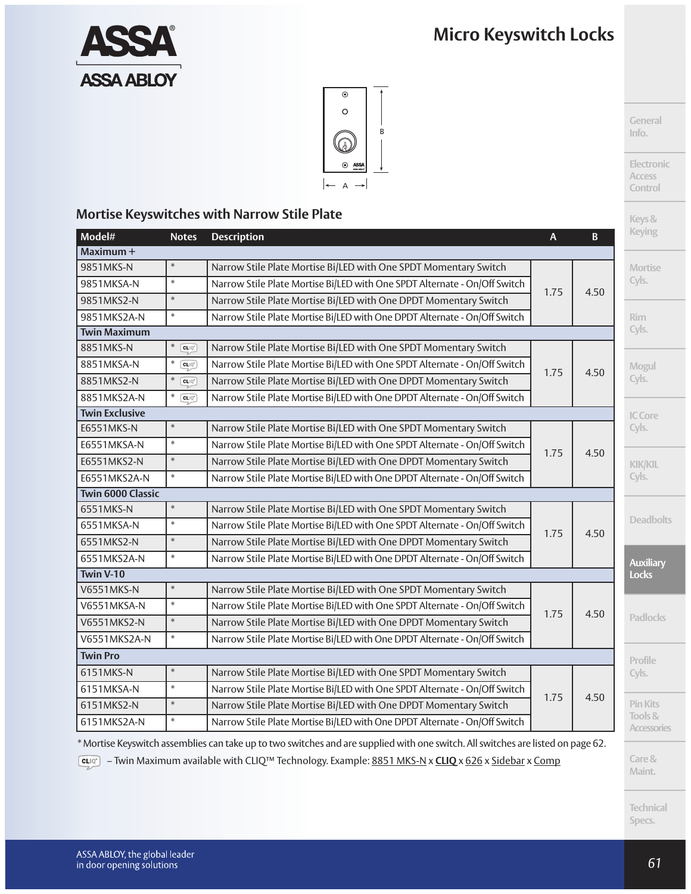# Micro Keyswitch Locks

## Mortise Keyswitches with Narrow Stile Plate

| Model# | Notes | Description | A | B |
|---|---|---|---|---|
| **Maximum +** | | | | |
| 9851MKS-N | * | Narrow Stile Plate Mortise Bi/LED with One SPDT Momentary Switch | 1.75 | 4.50 |
| 9851MKSA-N | * | Narrow Stile Plate Mortise Bi/LED with One SPDT Alternate - On/Off Switch | | |
| 9851MKS2-N | * | Narrow Stile Plate Mortise Bi/LED with One DPDT Momentary Switch | | |
| 9851MKS2A-N | * | Narrow Stile Plate Mortise Bi/LED with One DPDT Alternate - On/Off Switch | | |
| **Twin Maximum** | | | | |
| 8851MKS-N | * CLIQ | Narrow Stile Plate Mortise Bi/LED with One SPDT Momentary Switch | 1.75 | 4.50 |
| 8851MKSA-N | * CLIQ | Narrow Stile Plate Mortise Bi/LED with One SPDT Alternate - On/Off Switch | | |
| 8851MKS2-N | * CLIQ | Narrow Stile Plate Mortise Bi/LED with One DPDT Momentary Switch | | |
| 8851MKS2A-N | * CLIQ | Narrow Stile Plate Mortise Bi/LED with One DPDT Alternate - On/Off Switch | | |
| **Twin Exclusive** | | | | |
| E6551MKS-N | * | Narrow Stile Plate Mortise Bi/LED with One SPDT Momentary Switch | 1.75 | 4.50 |
| E6551MKSA-N | * | Narrow Stile Plate Mortise Bi/LED with One SPDT Alternate - On/Off Switch | | |
| E6551MKS2-N | * | Narrow Stile Plate Mortise Bi/LED with One DPDT Momentary Switch | | |
| E6551MKS2A-N | * | Narrow Stile Plate Mortise Bi/LED with One DPDT Alternate - On/Off Switch | | |
| **Twin 6000 Classic** | | | | |
| 6551MKS-N | * | Narrow Stile Plate Mortise Bi/LED with One SPDT Momentary Switch | 1.75 | 4.50 |
| 6551MKSA-N | * | Narrow Stile Plate Mortise Bi/LED with One SPDT Alternate - On/Off Switch | | |
| 6551MKS2-N | * | Narrow Stile Plate Mortise Bi/LED with One DPDT Momentary Switch | | |
| 6551MKS2A-N | * | Narrow Stile Plate Mortise Bi/LED with One DPDT Alternate - On/Off Switch | | |
| **Twin V-10** | | | | |
| V6551MKS-N | * | Narrow Stile Plate Mortise Bi/LED with One SPDT Momentary Switch | 1.75 | 4.50 |
| V6551MKSA-N | * | Narrow Stile Plate Mortise Bi/LED with One SPDT Alternate - On/Off Switch | | |
| V6551MKS2-N | * | Narrow Stile Plate Mortise Bi/LED with One DPDT Momentary Switch | | |
| V6551MKS2A-N | * | Narrow Stile Plate Mortise Bi/LED with One DPDT Alternate - On/Off Switch | | |
| **Twin Pro** | | | | |
| 6151MKS-N | * | Narrow Stile Plate Mortise Bi/LED with One SPDT Momentary Switch | 1.75 | 4.50 |
| 6151MKSA-N | * | Narrow Stile Plate Mortise Bi/LED with One SPDT Alternate - On/Off Switch | | |
| 6151MKS2-N | * | Narrow Stile Plate Mortise Bi/LED with One DPDT Momentary Switch | | |
| 6151MKS2A-N | * | Narrow Stile Plate Mortise Bi/LED with One DPDT Alternate - On/Off Switch | | |

* Mortise Keyswitch assemblies can take up to two switches and are supplied with one switch. All switches are listed on page 62.

CLIQ – Twin Maximum available with CLIQ™ Technology. Example: 8851 MKS-N x **CLIQ** x 626 x Sidebar x Comp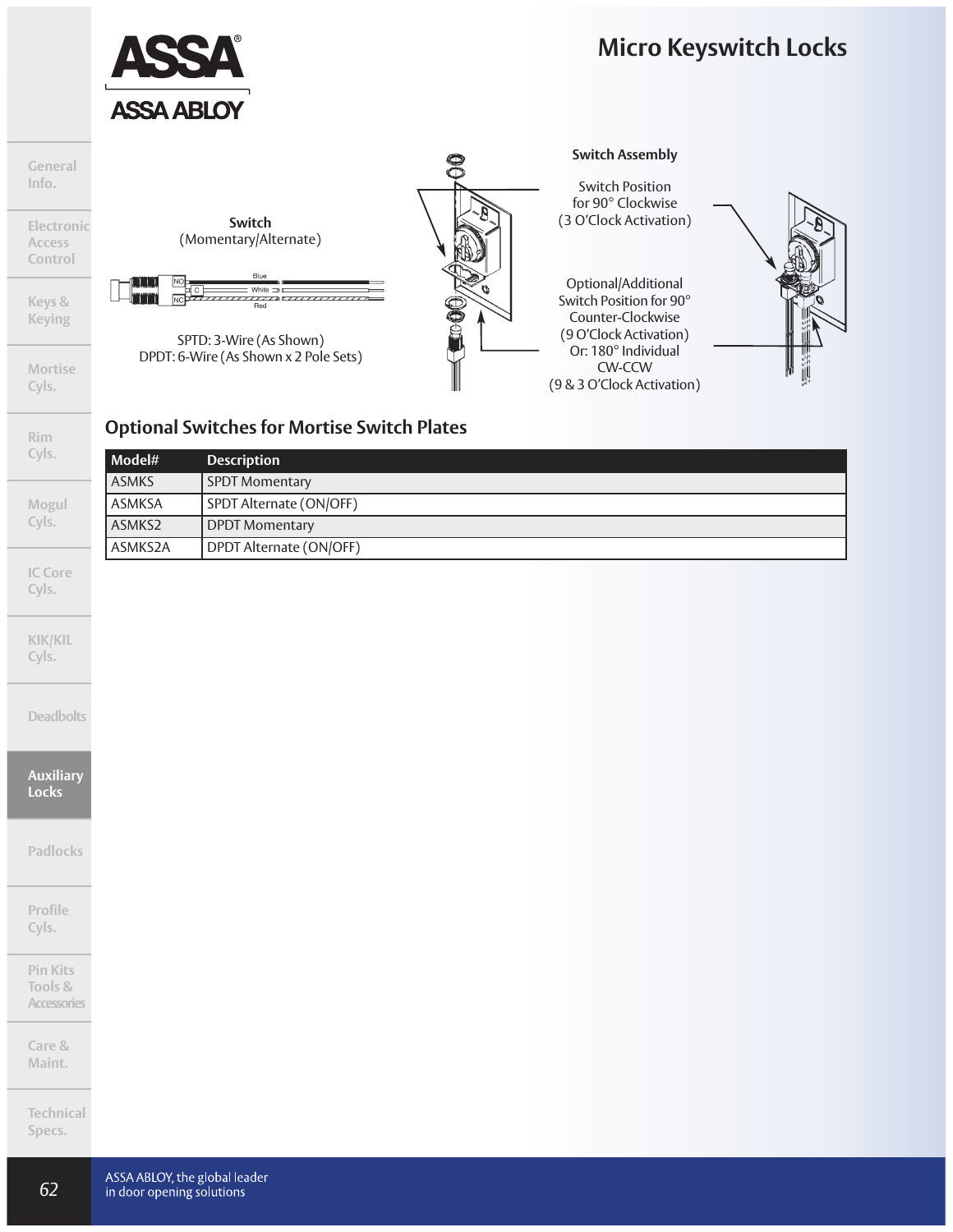# Micro Keyswitch Locks

**Switch**
(Momentary/Alternate)

NO
C
NC
Blue
White
Red

SPTD: 3-Wire (As Shown)
DPDT: 6-Wire (As Shown x 2 Pole Sets)

**Switch Assembly**

Switch Position for 90° Clockwise (3 O'Clock Activation)

Optional/Additional Switch Position for 90° Counter-Clockwise (9 O'Clock Activation) Or: 180° Individual CW-CCW (9 & 3 O'Clock Activation)

## Optional Switches for Mortise Switch Plates

| Model# | Description |
|---|---|
| ASMKS | SPDT Momentary |
| ASMKSA | SPDT Alternate (ON/OFF) |
| ASMKS2 | DPDT Momentary |
| ASMKS2A | DPDT Alternate (ON/OFF) |

ASSA ABLOY, the global leader in door opening solutions